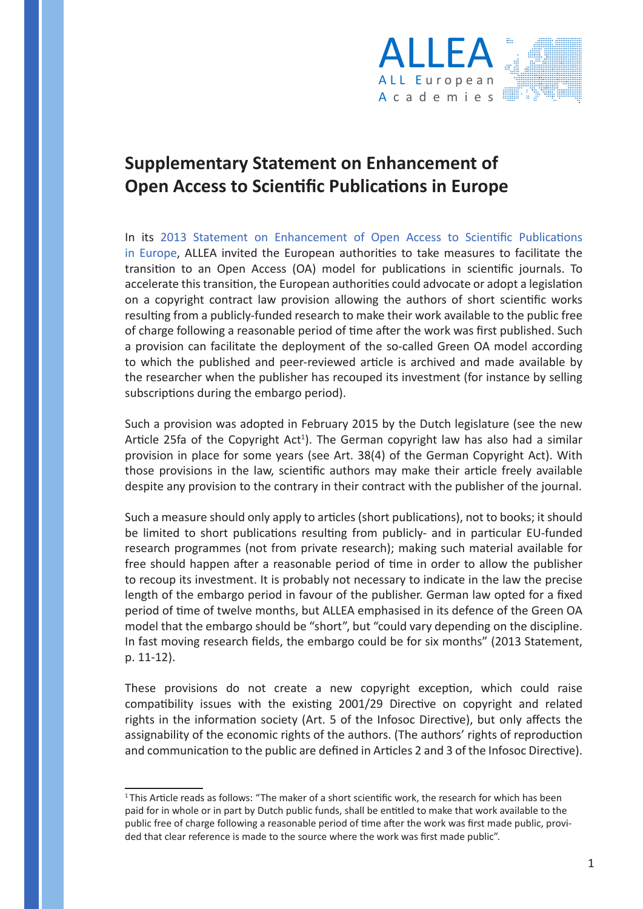# Supplementary Statement on Enhancement of Open Access to Scientific Publications in Europe

In its 2013 Statement on Enhancement of Open Access to Scientific Publications in Europe, ALLEA invited the European authorities to take measures to facilitate the transition to an Open Access (OA) model for publications in scientific journals. To accelerate this transition, the European authorities could advocate or adopt a legislation on a copyright contract law provision allowing the authors of short scientific works resulting from a publicly-funded research to make their work available to the public free of charge following a reasonable period of time after the work was first published. Such a provision can facilitate the deployment of the so-called Green OA model according to which the published and peer-reviewed article is archived and made available by the researcher when the publisher has recouped its investment (for instance by selling subscriptions during the embargo period).

Such a provision was adopted in February 2015 by the Dutch legislature (see the new Article 25fa of the Copyright Act[1]). The German copyright law has also had a similar provision in place for some years (see Art. 38(4) of the German Copyright Act). With those provisions in the law, scientific authors may make their article freely available despite any provision to the contrary in their contract with the publisher of the journal.

Such a measure should only apply to articles (short publications), not to books; it should be limited to short publications resulting from publicly- and in particular EU-funded research programmes (not from private research); making such material available for free should happen after a reasonable period of time in order to allow the publisher to recoup its investment. It is probably not necessary to indicate in the law the precise length of the embargo period in favour of the publisher. German law opted for a fixed period of time of twelve months, but ALLEA emphasised in its defence of the Green OA model that the embargo should be "short", but "could vary depending on the discipline. In fast moving research fields, the embargo could be for six months" (2013 Statement, p. 11-12).

These provisions do not create a new copyright exception, which could raise compatibility issues with the existing 2001/29 Directive on copyright and related rights in the information society (Art. 5 of the Infosoc Directive), but only affects the assignability of the economic rights of the authors. (The authors' rights of reproduction and communication to the public are defined in Articles 2 and 3 of the Infosoc Directive).

---

[1] This Article reads as follows: "The maker of a short scientific work, the research for which has been paid for in whole or in part by Dutch public funds, shall be entitled to make that work available to the public free of charge following a reasonable period of time after the work was first made public, provided that clear reference is made to the source where the work was first made public".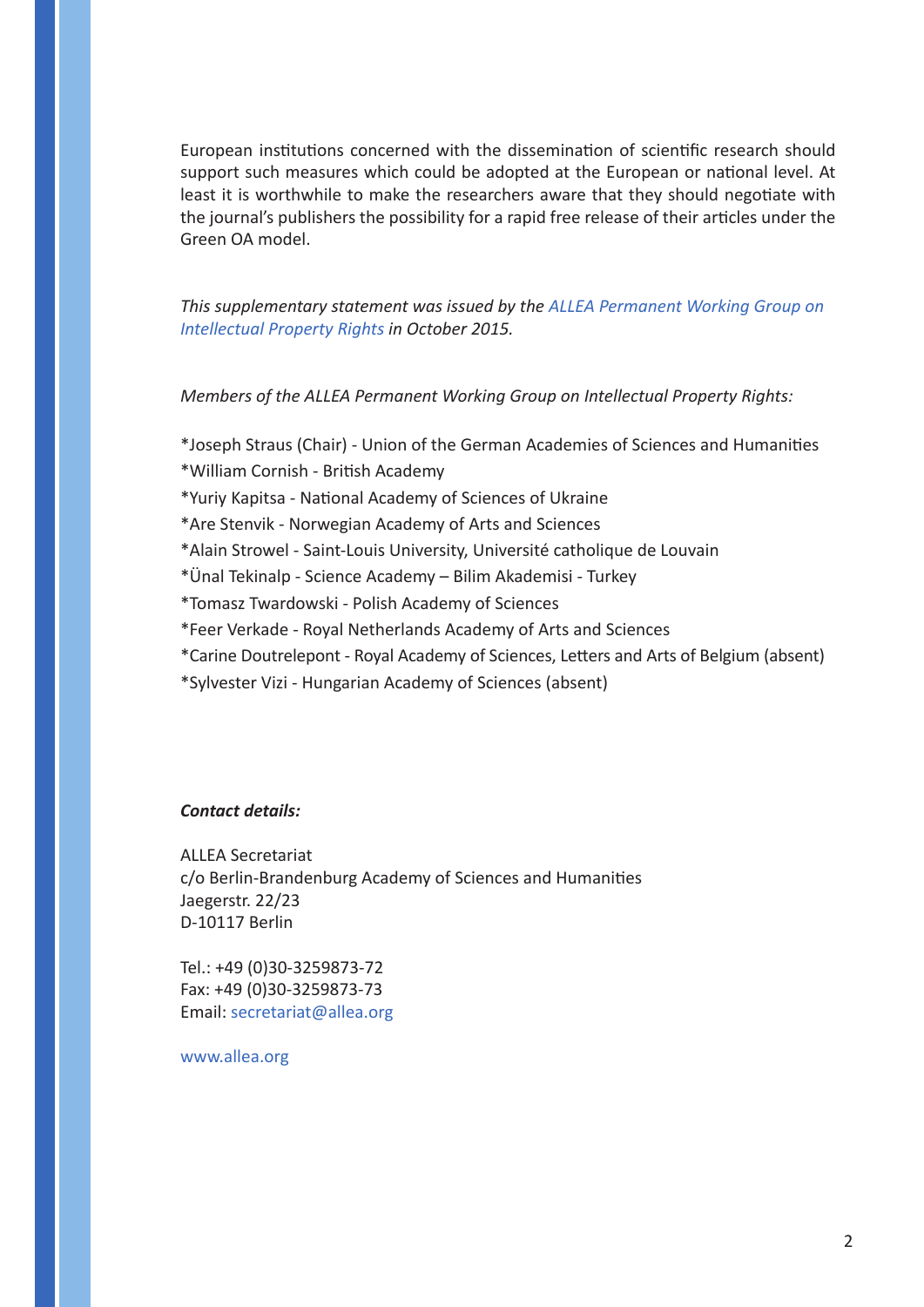European institutions concerned with the dissemination of scientific research should support such measures which could be adopted at the European or national level. At least it is worthwhile to make the researchers aware that they should negotiate with the journal's publishers the possibility for a rapid free release of their articles under the Green OA model.

*This supplementary statement was issued by the ALLEA Permanent Working Group on Intellectual Property Rights in October 2015.*

*Members of the ALLEA Permanent Working Group on Intellectual Property Rights:*

*Joseph Straus (Chair) - Union of the German Academies of Sciences and Humanities
*William Cornish - British Academy
*Yuriy Kapitsa - National Academy of Sciences of Ukraine
*Are Stenvik - Norwegian Academy of Arts and Sciences
*Alain Strowel - Saint-Louis University, Université catholique de Louvain
*Ünal Tekinalp - Science Academy – Bilim Akademisi - Turkey
*Tomasz Twardowski - Polish Academy of Sciences
*Feer Verkade - Royal Netherlands Academy of Arts and Sciences
*Carine Doutrelepont - Royal Academy of Sciences, Letters and Arts of Belgium (absent)
*Sylvester Vizi - Hungarian Academy of Sciences (absent)

***Contact details:***

ALLEA Secretariat
c/o Berlin-Brandenburg Academy of Sciences and Humanities
Jaegerstr. 22/23
D-10117 Berlin

Tel.: +49 (0)30-3259873-72
Fax: +49 (0)30-3259873-73
Email: secretariat@allea.org

www.allea.org